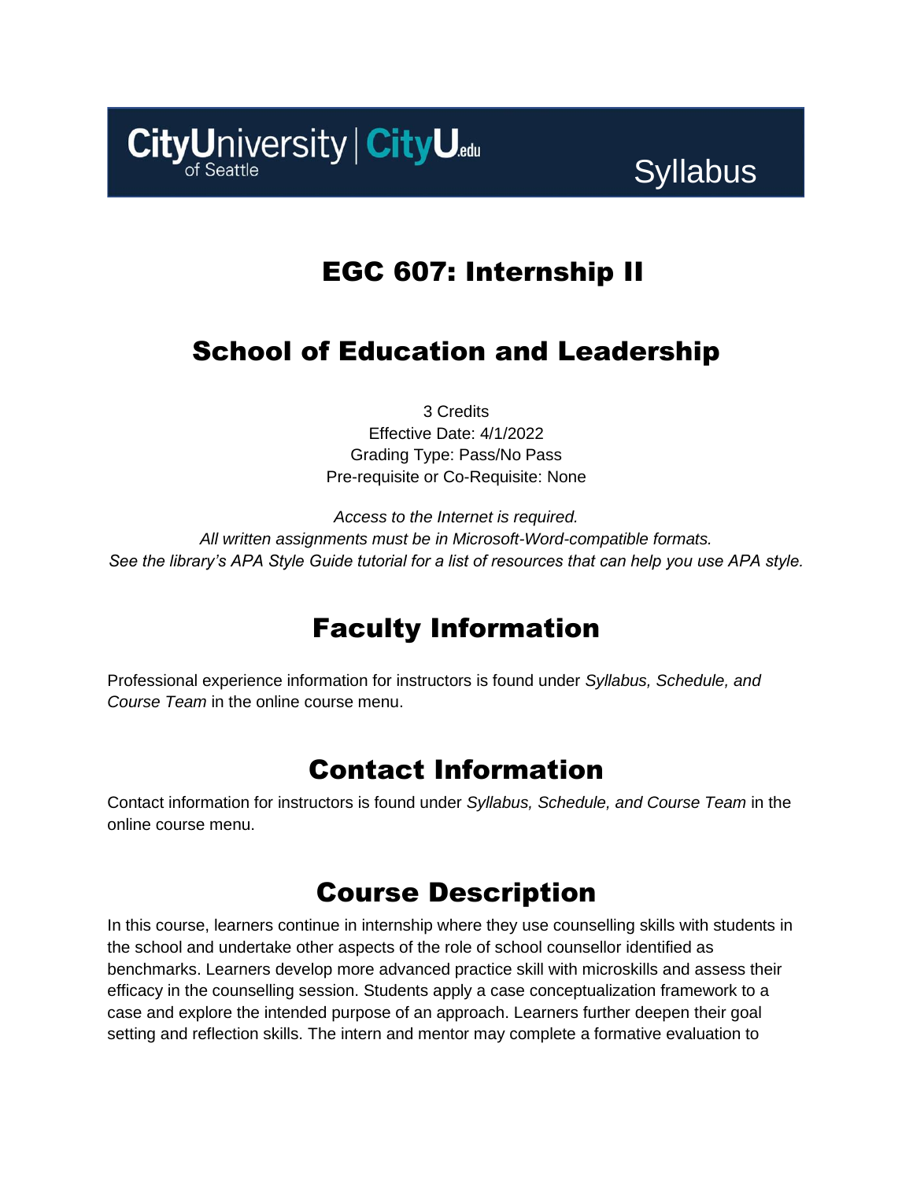CityUniversity of Seattle | CityU.edu

Syllabus

# EGC 607: Internship II

# School of Education and Leadership

3 Credits
Effective Date: 4/1/2022
Grading Type: Pass/No Pass
Pre-requisite or Co-Requisite: None

*Access to the Internet is required.*
*All written assignments must be in Microsoft-Word-compatible formats.*
*See the library's APA Style Guide tutorial for a list of resources that can help you use APA style.*

## Faculty Information

Professional experience information for instructors is found under *Syllabus, Schedule, and Course Team* in the online course menu.

## Contact Information

Contact information for instructors is found under *Syllabus, Schedule, and Course Team* in the online course menu.

## Course Description

In this course, learners continue in internship where they use counselling skills with students in the school and undertake other aspects of the role of school counsellor identified as benchmarks. Learners develop more advanced practice skill with microskills and assess their efficacy in the counselling session. Students apply a case conceptualization framework to a case and explore the intended purpose of an approach. Learners further deepen their goal setting and reflection skills. The intern and mentor may complete a formative evaluation to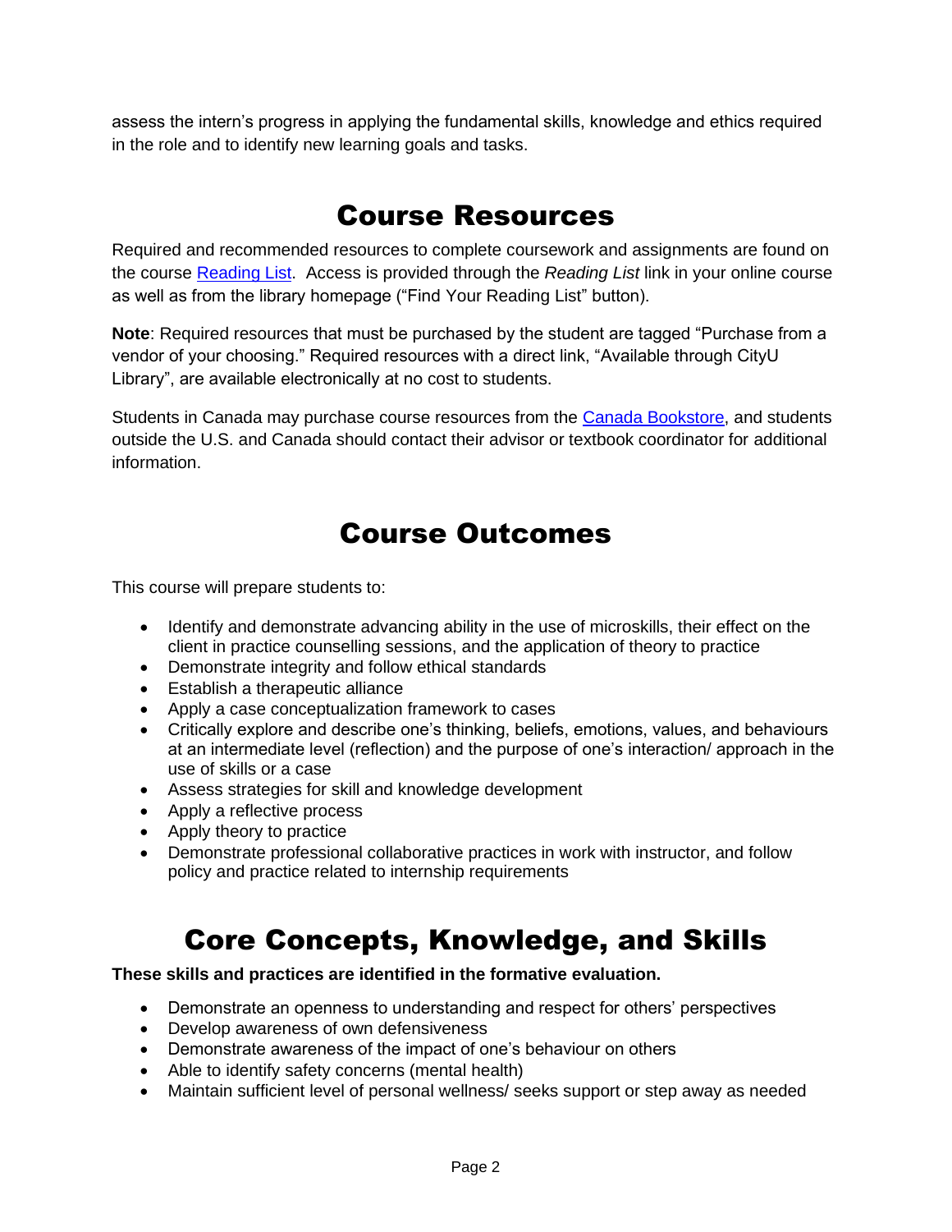assess the intern's progress in applying the fundamental skills, knowledge and ethics required in the role and to identify new learning goals and tasks.

# Course Resources

Required and recommended resources to complete coursework and assignments are found on the course [Reading List](). Access is provided through the *Reading List* link in your online course as well as from the library homepage ("Find Your Reading List" button).

**Note**: Required resources that must be purchased by the student are tagged "Purchase from a vendor of your choosing." Required resources with a direct link, "Available through CityU Library", are available electronically at no cost to students.

Students in Canada may purchase course resources from the [Canada Bookstore](), and students outside the U.S. and Canada should contact their advisor or textbook coordinator for additional information.

# Course Outcomes

This course will prepare students to:

- Identify and demonstrate advancing ability in the use of microskills, their effect on the client in practice counselling sessions, and the application of theory to practice
- Demonstrate integrity and follow ethical standards
- Establish a therapeutic alliance
- Apply a case conceptualization framework to cases
- Critically explore and describe one's thinking, beliefs, emotions, values, and behaviours at an intermediate level (reflection) and the purpose of one's interaction/ approach in the use of skills or a case
- Assess strategies for skill and knowledge development
- Apply a reflective process
- Apply theory to practice
- Demonstrate professional collaborative practices in work with instructor, and follow policy and practice related to internship requirements

# Core Concepts, Knowledge, and Skills

**These skills and practices are identified in the formative evaluation.**

- Demonstrate an openness to understanding and respect for others' perspectives
- Develop awareness of own defensiveness
- Demonstrate awareness of the impact of one's behaviour on others
- Able to identify safety concerns (mental health)
- Maintain sufficient level of personal wellness/ seeks support or step away as needed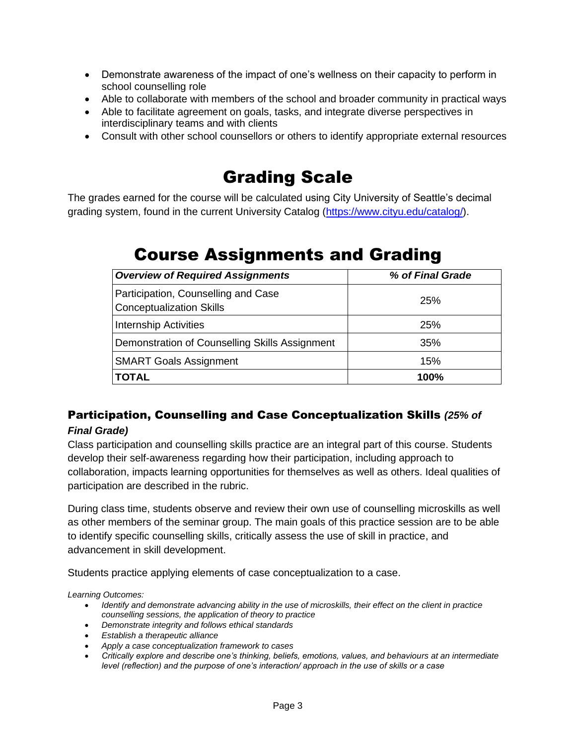- Demonstrate awareness of the impact of one's wellness on their capacity to perform in school counselling role
- Able to collaborate with members of the school and broader community in practical ways
- Able to facilitate agreement on goals, tasks, and integrate diverse perspectives in interdisciplinary teams and with clients
- Consult with other school counsellors or others to identify appropriate external resources

# Grading Scale

The grades earned for the course will be calculated using City University of Seattle's decimal grading system, found in the current University Catalog (https://www.cityu.edu/catalog/).

# Course Assignments and Grading

| ***Overview of Required Assignments*** | ***% of Final Grade*** |
|---|---|
| Participation, Counselling and Case Conceptualization Skills | 25% |
| Internship Activities | 25% |
| Demonstration of Counselling Skills Assignment | 35% |
| SMART Goals Assignment | 15% |
| **TOTAL** | **100%** |

### Participation, Counselling and Case Conceptualization Skills *(25% of Final Grade)*

Class participation and counselling skills practice are an integral part of this course. Students develop their self-awareness regarding how their participation, including approach to collaboration, impacts learning opportunities for themselves as well as others. Ideal qualities of participation are described in the rubric.

During class time, students observe and review their own use of counselling microskills as well as other members of the seminar group. The main goals of this practice session are to be able to identify specific counselling skills, critically assess the use of skill in practice, and advancement in skill development.

Students practice applying elements of case conceptualization to a case.

*Learning Outcomes:*

- *Identify and demonstrate advancing ability in the use of microskills, their effect on the client in practice counselling sessions, the application of theory to practice*
- *Demonstrate integrity and follows ethical standards*
- *Establish a therapeutic alliance*
- *Apply a case conceptualization framework to cases*
- *Critically explore and describe one's thinking, beliefs, emotions, values, and behaviours at an intermediate level (reflection) and the purpose of one's interaction/ approach in the use of skills or a case*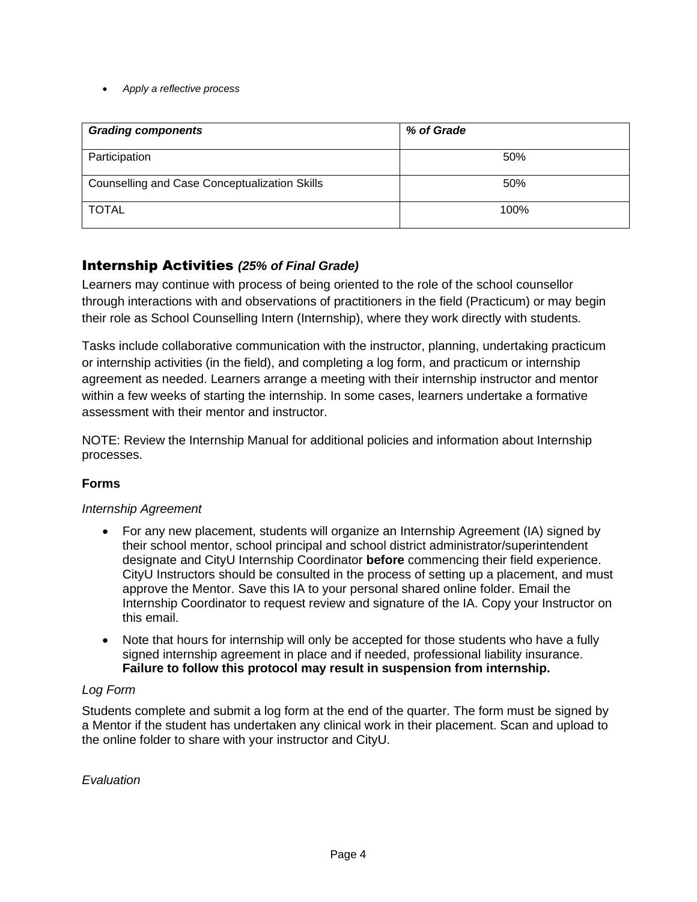- *Apply a reflective process*

| ***Grading components*** | ***% of Grade*** |
|---|---|
| Participation | 50% |
| Counselling and Case Conceptualization Skills | 50% |
| TOTAL | 100% |

## Internship Activities *(25% of Final Grade)*

Learners may continue with process of being oriented to the role of the school counsellor through interactions with and observations of practitioners in the field (Practicum) or may begin their role as School Counselling Intern (Internship), where they work directly with students.

Tasks include collaborative communication with the instructor, planning, undertaking practicum or internship activities (in the field), and completing a log form, and practicum or internship agreement as needed. Learners arrange a meeting with their internship instructor and mentor within a few weeks of starting the internship. In some cases, learners undertake a formative assessment with their mentor and instructor.

NOTE: Review the Internship Manual for additional policies and information about Internship processes.

### Forms

*Internship Agreement*

- For any new placement, students will organize an Internship Agreement (IA) signed by their school mentor, school principal and school district administrator/superintendent designate and CityU Internship Coordinator **before** commencing their field experience. CityU Instructors should be consulted in the process of setting up a placement, and must approve the Mentor. Save this IA to your personal shared online folder. Email the Internship Coordinator to request review and signature of the IA. Copy your Instructor on this email.
- Note that hours for internship will only be accepted for those students who have a fully signed internship agreement in place and if needed, professional liability insurance. **Failure to follow this protocol may result in suspension from internship.**

*Log Form*

Students complete and submit a log form at the end of the quarter. The form must be signed by a Mentor if the student has undertaken any clinical work in their placement. Scan and upload to the online folder to share with your instructor and CityU.

*Evaluation*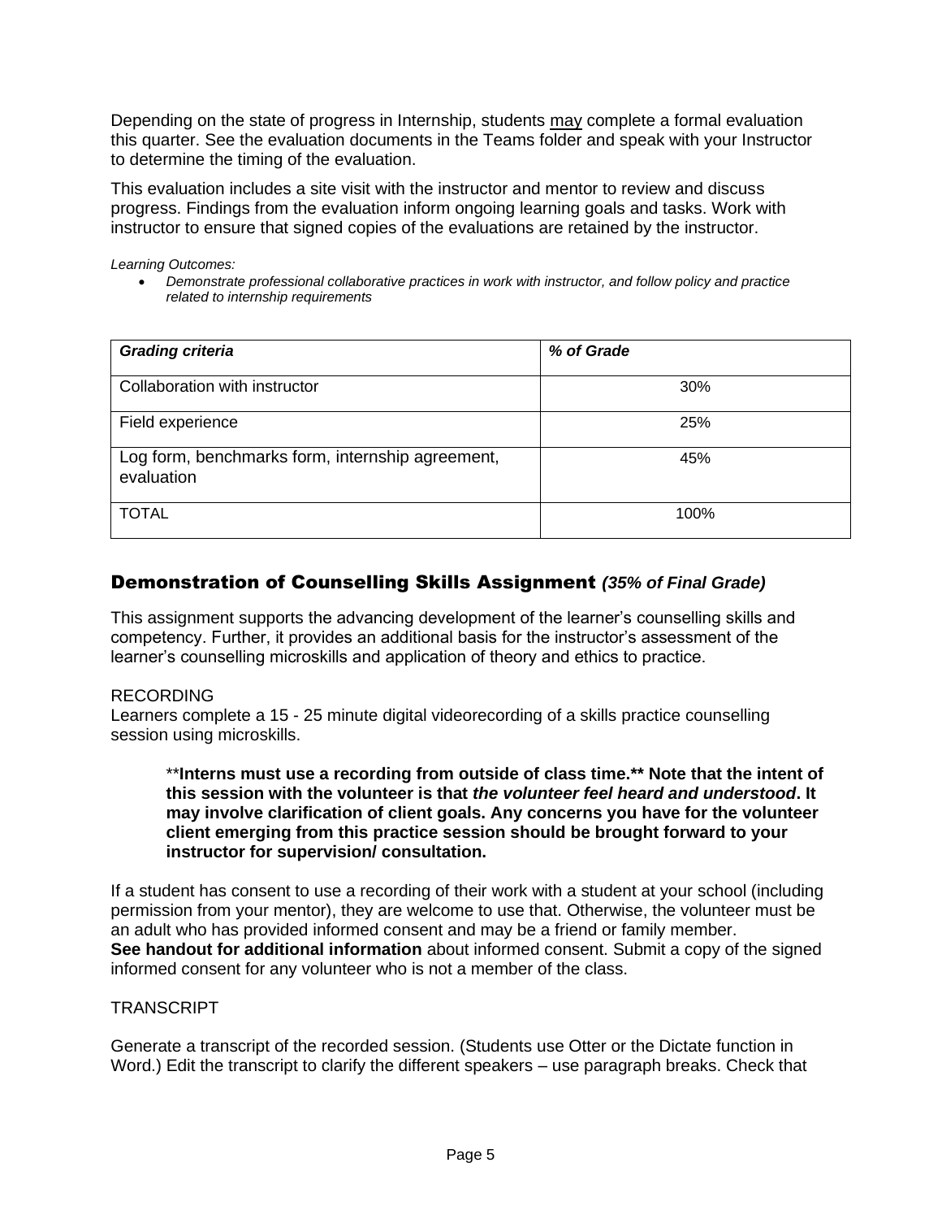Depending on the state of progress in Internship, students <u>may</u> complete a formal evaluation this quarter. See the evaluation documents in the Teams folder and speak with your Instructor to determine the timing of the evaluation.

This evaluation includes a site visit with the instructor and mentor to review and discuss progress. Findings from the evaluation inform ongoing learning goals and tasks. Work with instructor to ensure that signed copies of the evaluations are retained by the instructor.

*Learning Outcomes:*

- *Demonstrate professional collaborative practices in work with instructor, and follow policy and practice related to internship requirements*

| ***Grading criteria*** | ***% of Grade*** |
|---|---|
| Collaboration with instructor | 30% |
| Field experience | 25% |
| Log form, benchmarks form, internship agreement, evaluation | 45% |
| TOTAL | 100% |

## Demonstration of Counselling Skills Assignment *(35% of Final Grade)*

This assignment supports the advancing development of the learner's counselling skills and competency. Further, it provides an additional basis for the instructor's assessment of the learner's counselling microskills and application of theory and ethics to practice.

RECORDING

Learners complete a 15 - 25 minute digital videorecording of a skills practice counselling session using microskills.

> **Interns must use a recording from outside of class time.** Note that the intent of this session with the volunteer is that *the volunteer feel heard and understood*. It may involve clarification of client goals. Any concerns you have for the volunteer client emerging from this practice session should be brought forward to your instructor for supervision/ consultation.**

If a student has consent to use a recording of their work with a student at your school (including permission from your mentor), they are welcome to use that. Otherwise, the volunteer must be an adult who has provided informed consent and may be a friend or family member.
**See handout for additional information** about informed consent. Submit a copy of the signed informed consent for any volunteer who is not a member of the class.

TRANSCRIPT

Generate a transcript of the recorded session. (Students use Otter or the Dictate function in Word.) Edit the transcript to clarify the different speakers – use paragraph breaks. Check that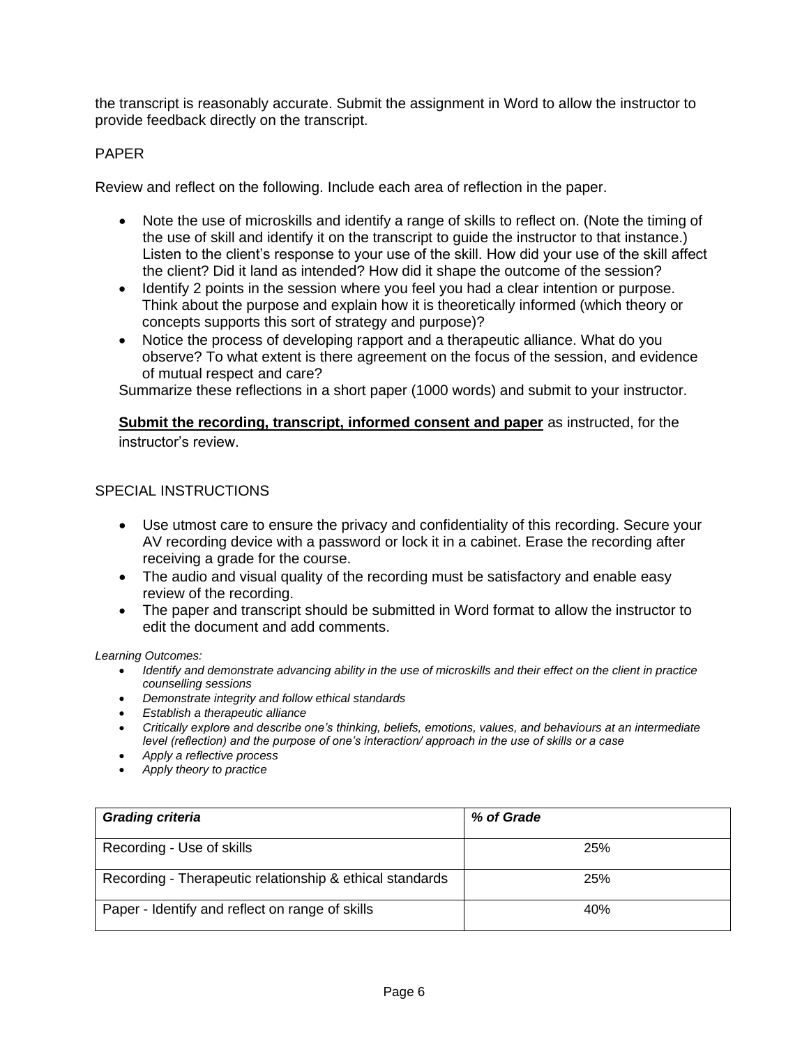the transcript is reasonably accurate. Submit the assignment in Word to allow the instructor to provide feedback directly on the transcript.

## PAPER

Review and reflect on the following. Include each area of reflection in the paper.

- Note the use of microskills and identify a range of skills to reflect on. (Note the timing of the use of skill and identify it on the transcript to guide the instructor to that instance.) Listen to the client's response to your use of the skill. How did your use of the skill affect the client? Did it land as intended? How did it shape the outcome of the session?
- Identify 2 points in the session where you feel you had a clear intention or purpose. Think about the purpose and explain how it is theoretically informed (which theory or concepts supports this sort of strategy and purpose)?
- Notice the process of developing rapport and a therapeutic alliance. What do you observe? To what extent is there agreement on the focus of the session, and evidence of mutual respect and care?

Summarize these reflections in a short paper (1000 words) and submit to your instructor.

**<u>Submit the recording, transcript, informed consent and paper</u>** as instructed, for the instructor's review.

## SPECIAL INSTRUCTIONS

- Use utmost care to ensure the privacy and confidentiality of this recording. Secure your AV recording device with a password or lock it in a cabinet. Erase the recording after receiving a grade for the course.
- The audio and visual quality of the recording must be satisfactory and enable easy review of the recording.
- The paper and transcript should be submitted in Word format to allow the instructor to edit the document and add comments.

*Learning Outcomes:*

- *Identify and demonstrate advancing ability in the use of microskills and their effect on the client in practice counselling sessions*
- *Demonstrate integrity and follow ethical standards*
- *Establish a therapeutic alliance*
- *Critically explore and describe one's thinking, beliefs, emotions, values, and behaviours at an intermediate level (reflection) and the purpose of one's interaction/ approach in the use of skills or a case*
- *Apply a reflective process*
- *Apply theory to practice*

| ***Grading criteria*** | ***% of Grade*** |
|---|---|
| Recording - Use of skills | 25% |
| Recording - Therapeutic relationship & ethical standards | 25% |
| Paper - Identify and reflect on range of skills | 40% |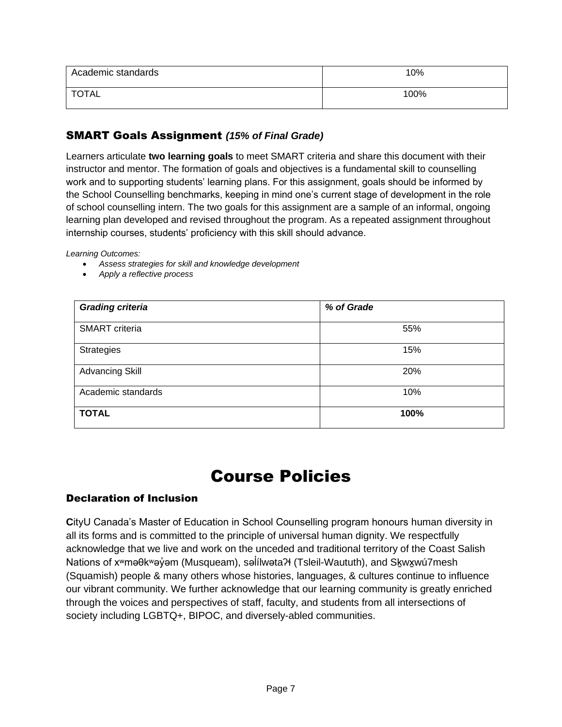| Academic standards | 10% |
| --- | --- |
| TOTAL | 100% |

## SMART Goals Assignment *(15% of Final Grade)*

Learners articulate **two learning goals** to meet SMART criteria and share this document with their instructor and mentor. The formation of goals and objectives is a fundamental skill to counselling work and to supporting students' learning plans. For this assignment, goals should be informed by the School Counselling benchmarks, keeping in mind one's current stage of development in the role of school counselling intern. The two goals for this assignment are a sample of an informal, ongoing learning plan developed and revised throughout the program. As a repeated assignment throughout internship courses, students' proficiency with this skill should advance.

*Learning Outcomes:*

- *Assess strategies for skill and knowledge development*
- *Apply a reflective process*

| ***Grading criteria*** | ***% of Grade*** |
| --- | --- |
| SMART criteria | 55% |
| Strategies | 15% |
| Advancing Skill | 20% |
| Academic standards | 10% |
| **TOTAL** | **100%** |

# Course Policies

### Declaration of Inclusion

**C**ityU Canada's Master of Education in School Counselling program honours human diversity in all its forms and is committed to the principle of universal human dignity. We respectfully acknowledge that we live and work on the unceded and traditional territory of the Coast Salish Nations of xʷməθkʷəy̓əm (Musqueam), səl̓ílwətaʔɬ (Tsleil-Waututh), and Sḵwx̱wú7mesh (Squamish) people & many others whose histories, languages, & cultures continue to influence our vibrant community. We further acknowledge that our learning community is greatly enriched through the voices and perspectives of staff, faculty, and students from all intersections of society including LGBTQ+, BIPOC, and diversely-abled communities.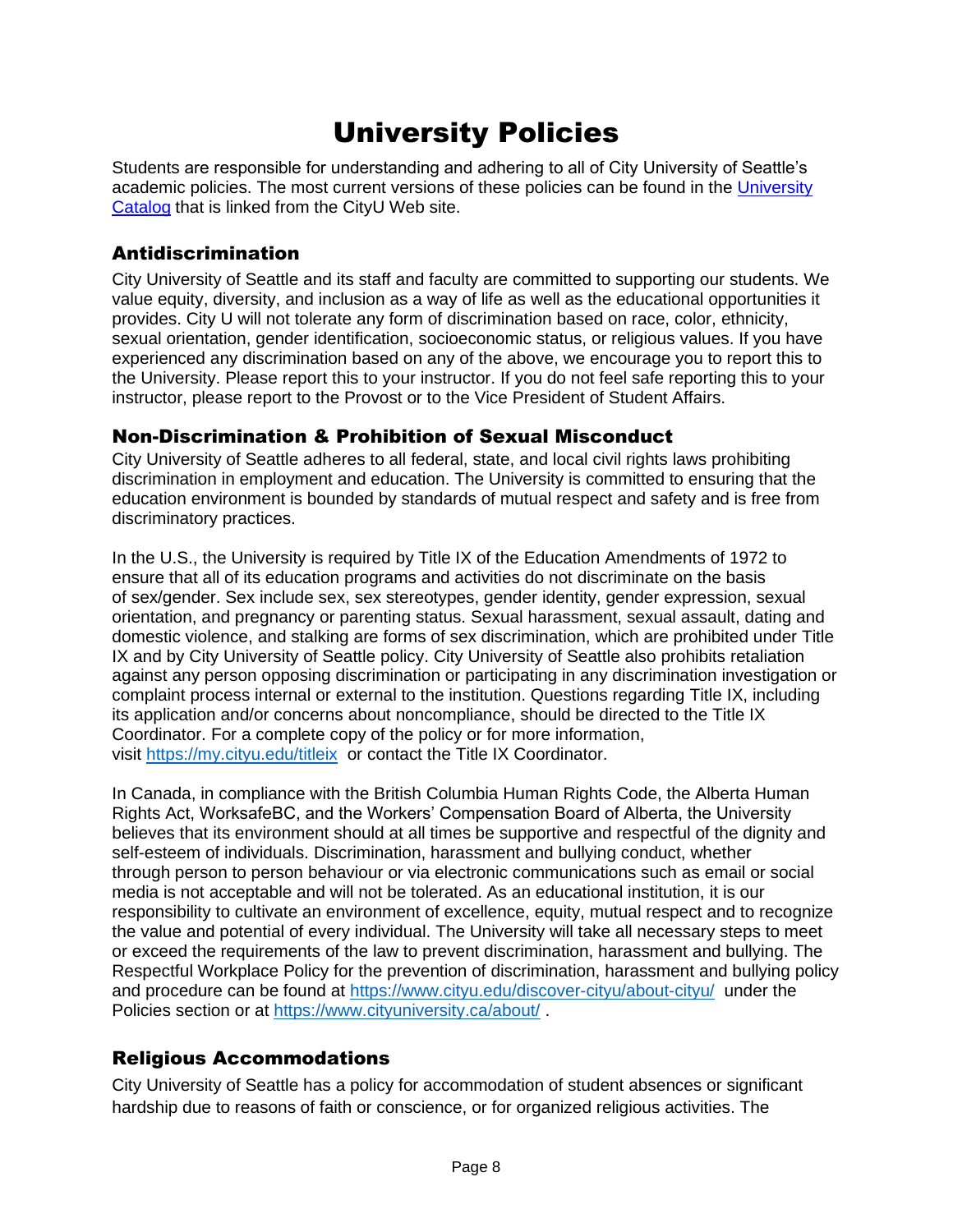# University Policies

Students are responsible for understanding and adhering to all of City University of Seattle's academic policies. The most current versions of these policies can be found in the [University Catalog](#) that is linked from the CityU Web site.

## Antidiscrimination

City University of Seattle and its staff and faculty are committed to supporting our students. We value equity, diversity, and inclusion as a way of life as well as the educational opportunities it provides. City U will not tolerate any form of discrimination based on race, color, ethnicity, sexual orientation, gender identification, socioeconomic status, or religious values. If you have experienced any discrimination based on any of the above, we encourage you to report this to the University. Please report this to your instructor. If you do not feel safe reporting this to your instructor, please report to the Provost or to the Vice President of Student Affairs.

## Non-Discrimination & Prohibition of Sexual Misconduct

City University of Seattle adheres to all federal, state, and local civil rights laws prohibiting discrimination in employment and education. The University is committed to ensuring that the education environment is bounded by standards of mutual respect and safety and is free from discriminatory practices.

In the U.S., the University is required by Title IX of the Education Amendments of 1972 to ensure that all of its education programs and activities do not discriminate on the basis of sex/gender. Sex include sex, sex stereotypes, gender identity, gender expression, sexual orientation, and pregnancy or parenting status. Sexual harassment, sexual assault, dating and domestic violence, and stalking are forms of sex discrimination, which are prohibited under Title IX and by City University of Seattle policy. City University of Seattle also prohibits retaliation against any person opposing discrimination or participating in any discrimination investigation or complaint process internal or external to the institution. Questions regarding Title IX, including its application and/or concerns about noncompliance, should be directed to the Title IX Coordinator. For a complete copy of the policy or for more information, visit https://my.cityu.edu/titleix or contact the Title IX Coordinator.

In Canada, in compliance with the British Columbia Human Rights Code, the Alberta Human Rights Act, WorksafeBC, and the Workers' Compensation Board of Alberta, the University believes that its environment should at all times be supportive and respectful of the dignity and self-esteem of individuals. Discrimination, harassment and bullying conduct, whether through person to person behaviour or via electronic communications such as email or social media is not acceptable and will not be tolerated. As an educational institution, it is our responsibility to cultivate an environment of excellence, equity, mutual respect and to recognize the value and potential of every individual. The University will take all necessary steps to meet or exceed the requirements of the law to prevent discrimination, harassment and bullying. The Respectful Workplace Policy for the prevention of discrimination, harassment and bullying policy and procedure can be found at https://www.cityu.edu/discover-cityu/about-cityu/ under the Policies section or at https://www.cityuniversity.ca/about/ .

## Religious Accommodations

City University of Seattle has a policy for accommodation of student absences or significant hardship due to reasons of faith or conscience, or for organized religious activities. The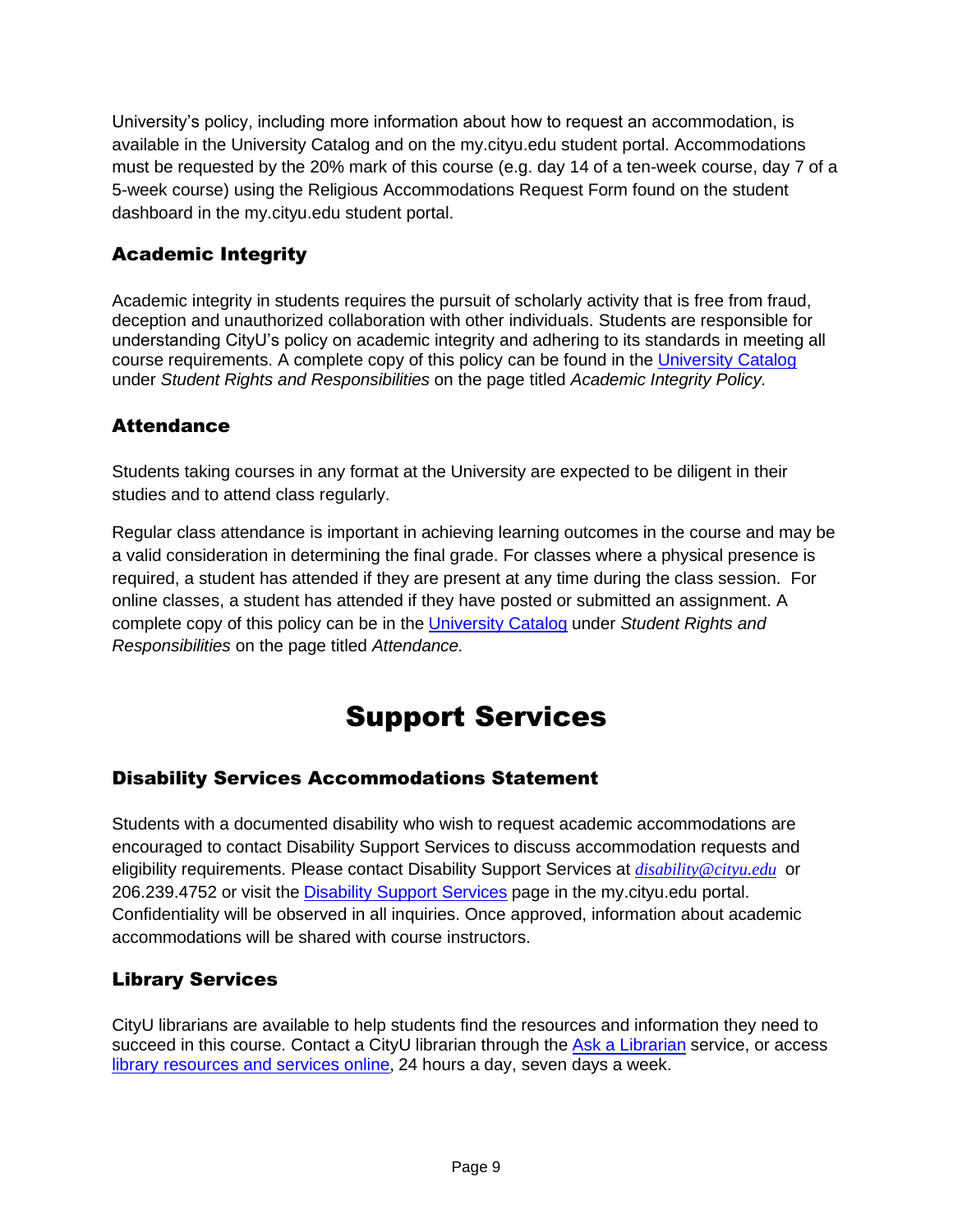University's policy, including more information about how to request an accommodation, is available in the University Catalog and on the my.cityu.edu student portal. Accommodations must be requested by the 20% mark of this course (e.g. day 14 of a ten-week course, day 7 of a 5-week course) using the Religious Accommodations Request Form found on the student dashboard in the my.cityu.edu student portal.

### Academic Integrity

Academic integrity in students requires the pursuit of scholarly activity that is free from fraud, deception and unauthorized collaboration with other individuals. Students are responsible for understanding CityU's policy on academic integrity and adhering to its standards in meeting all course requirements. A complete copy of this policy can be found in the University Catalog under *Student Rights and Responsibilities* on the page titled *Academic Integrity Policy.*

### Attendance

Students taking courses in any format at the University are expected to be diligent in their studies and to attend class regularly.

Regular class attendance is important in achieving learning outcomes in the course and may be a valid consideration in determining the final grade. For classes where a physical presence is required, a student has attended if they are present at any time during the class session. For online classes, a student has attended if they have posted or submitted an assignment. A complete copy of this policy can be in the University Catalog under *Student Rights and Responsibilities* on the page titled *Attendance.*

## Support Services

### Disability Services Accommodations Statement

Students with a documented disability who wish to request academic accommodations are encouraged to contact Disability Support Services to discuss accommodation requests and eligibility requirements. Please contact Disability Support Services at *disability@cityu.edu* or 206.239.4752 or visit the Disability Support Services page in the my.cityu.edu portal. Confidentiality will be observed in all inquiries. Once approved, information about academic accommodations will be shared with course instructors.

### Library Services

CityU librarians are available to help students find the resources and information they need to succeed in this course. Contact a CityU librarian through the Ask a Librarian service, or access library resources and services online, 24 hours a day, seven days a week.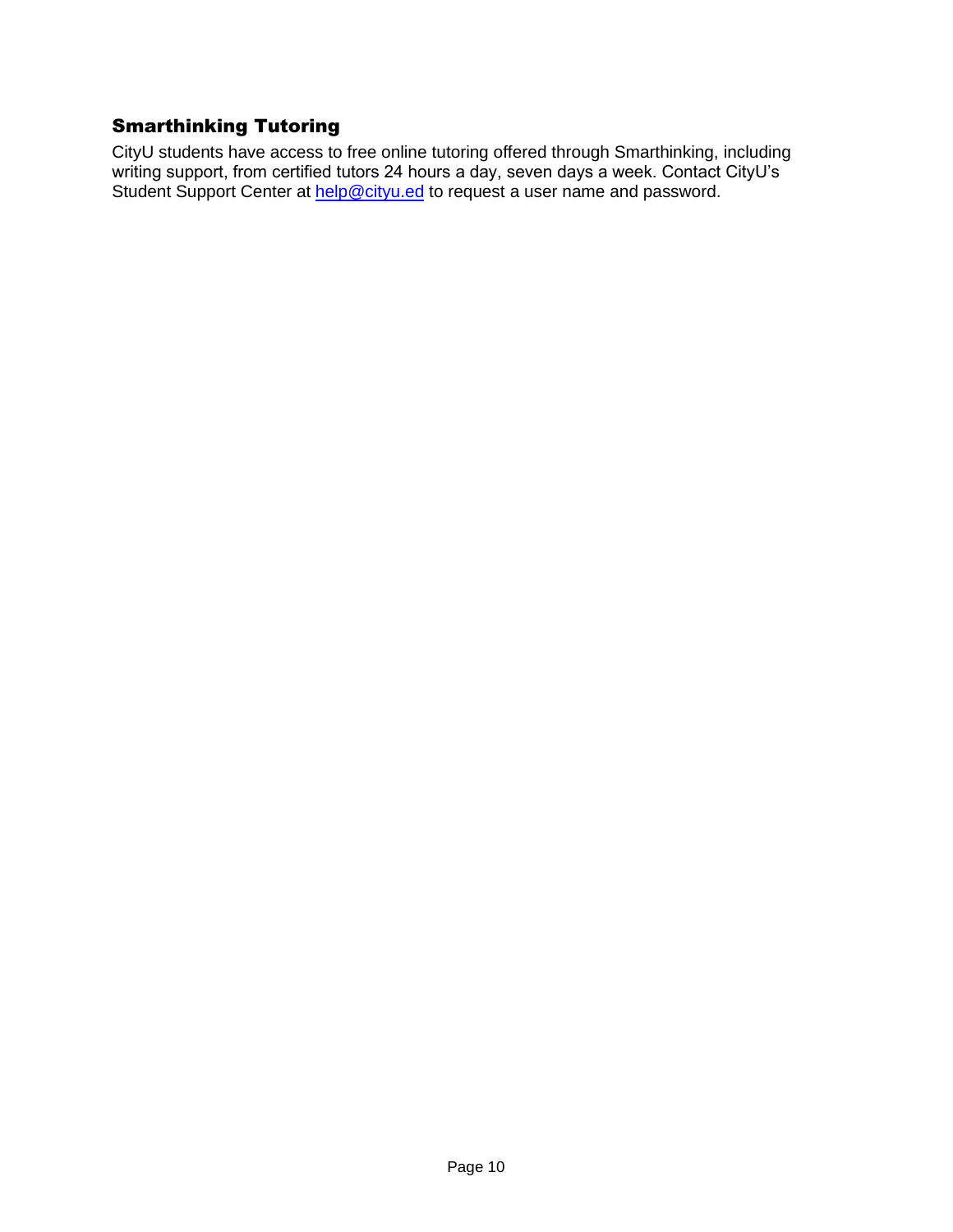## Smarthinking Tutoring

CityU students have access to free online tutoring offered through Smarthinking, including writing support, from certified tutors 24 hours a day, seven days a week. Contact CityU's Student Support Center at [help@cityu.ed](mailto:help@cityu.ed) to request a user name and password.